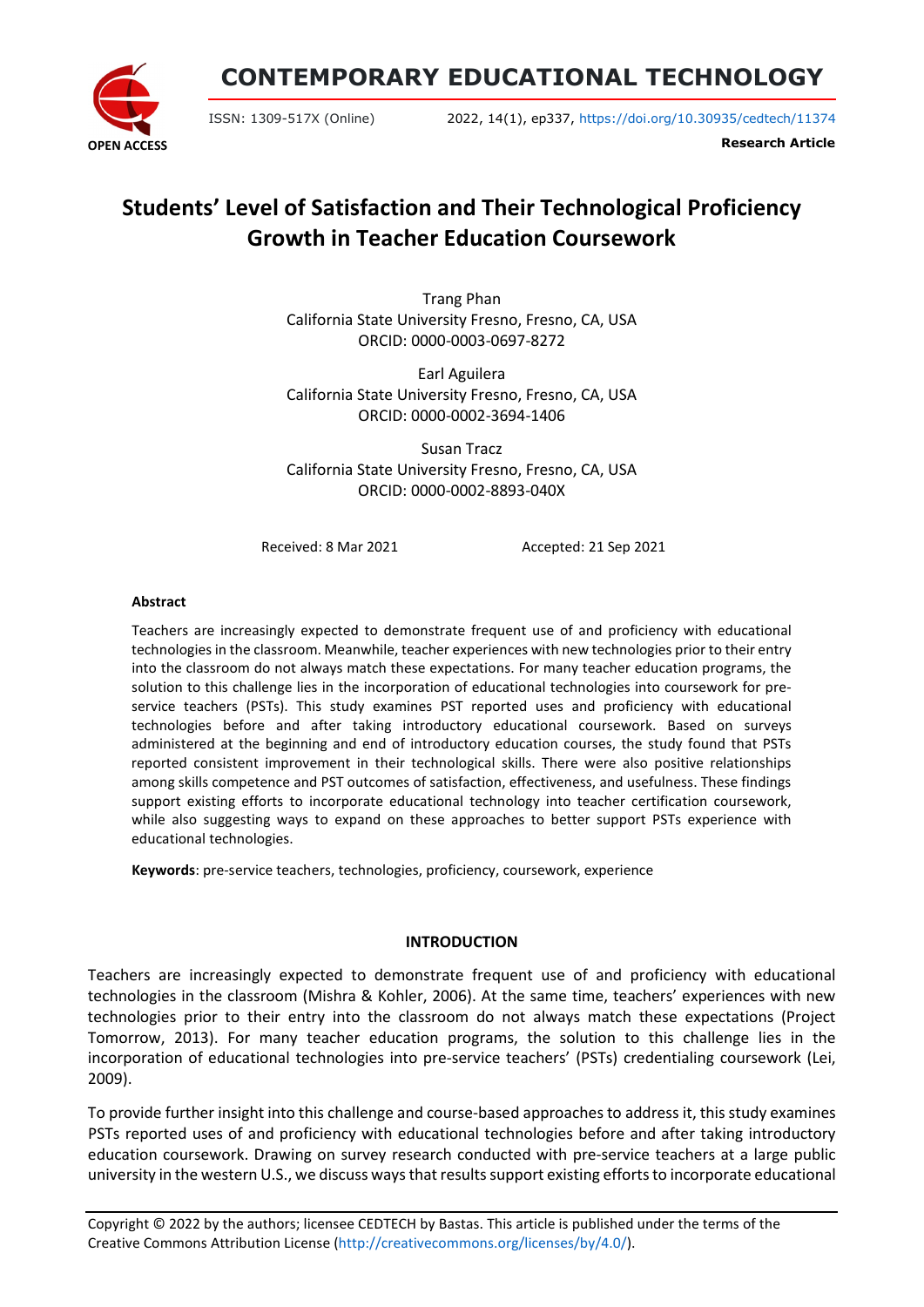CONTEMPORARY EDUCATIONAL TECHNOLOGY

ISSN: 1309-517X (Online)

2022, 14(1), ep337, https://doi.org/10.30935/cedtech/11374

**Research Article**

# Students' Level of Satisfaction and Their Technological Proficiency Growth in Teacher Education Coursework

Trang Phan
California State University Fresno, Fresno, CA, USA
ORCID: 0000-0003-0697-8272

Earl Aguilera
California State University Fresno, Fresno, CA, USA
ORCID: 0000-0002-3694-1406

Susan Tracz
California State University Fresno, Fresno, CA, USA
ORCID: 0000-0002-8893-040X

Received: 8 Mar 2021 Accepted: 21 Sep 2021

**Abstract**

Teachers are increasingly expected to demonstrate frequent use of and proficiency with educational technologies in the classroom. Meanwhile, teacher experiences with new technologies prior to their entry into the classroom do not always match these expectations. For many teacher education programs, the solution to this challenge lies in the incorporation of educational technologies into coursework for pre-service teachers (PSTs). This study examines PST reported uses and proficiency with educational technologies before and after taking introductory educational coursework. Based on surveys administered at the beginning and end of introductory education courses, the study found that PSTs reported consistent improvement in their technological skills. There were also positive relationships among skills competence and PST outcomes of satisfaction, effectiveness, and usefulness. These findings support existing efforts to incorporate educational technology into teacher certification coursework, while also suggesting ways to expand on these approaches to better support PSTs experience with educational technologies.

**Keywords**: pre-service teachers, technologies, proficiency, coursework, experience

## INTRODUCTION

Teachers are increasingly expected to demonstrate frequent use of and proficiency with educational technologies in the classroom (Mishra & Kohler, 2006). At the same time, teachers' experiences with new technologies prior to their entry into the classroom do not always match these expectations (Project Tomorrow, 2013). For many teacher education programs, the solution to this challenge lies in the incorporation of educational technologies into pre-service teachers' (PSTs) credentialing coursework (Lei, 2009).

To provide further insight into this challenge and course-based approaches to address it, this study examines PSTs reported uses of and proficiency with educational technologies before and after taking introductory education coursework. Drawing on survey research conducted with pre-service teachers at a large public university in the western U.S., we discuss ways that results support existing efforts to incorporate educational

Copyright © 2022 by the authors; licensee CEDTECH by Bastas. This article is published under the terms of the Creative Commons Attribution License (http://creativecommons.org/licenses/by/4.0/).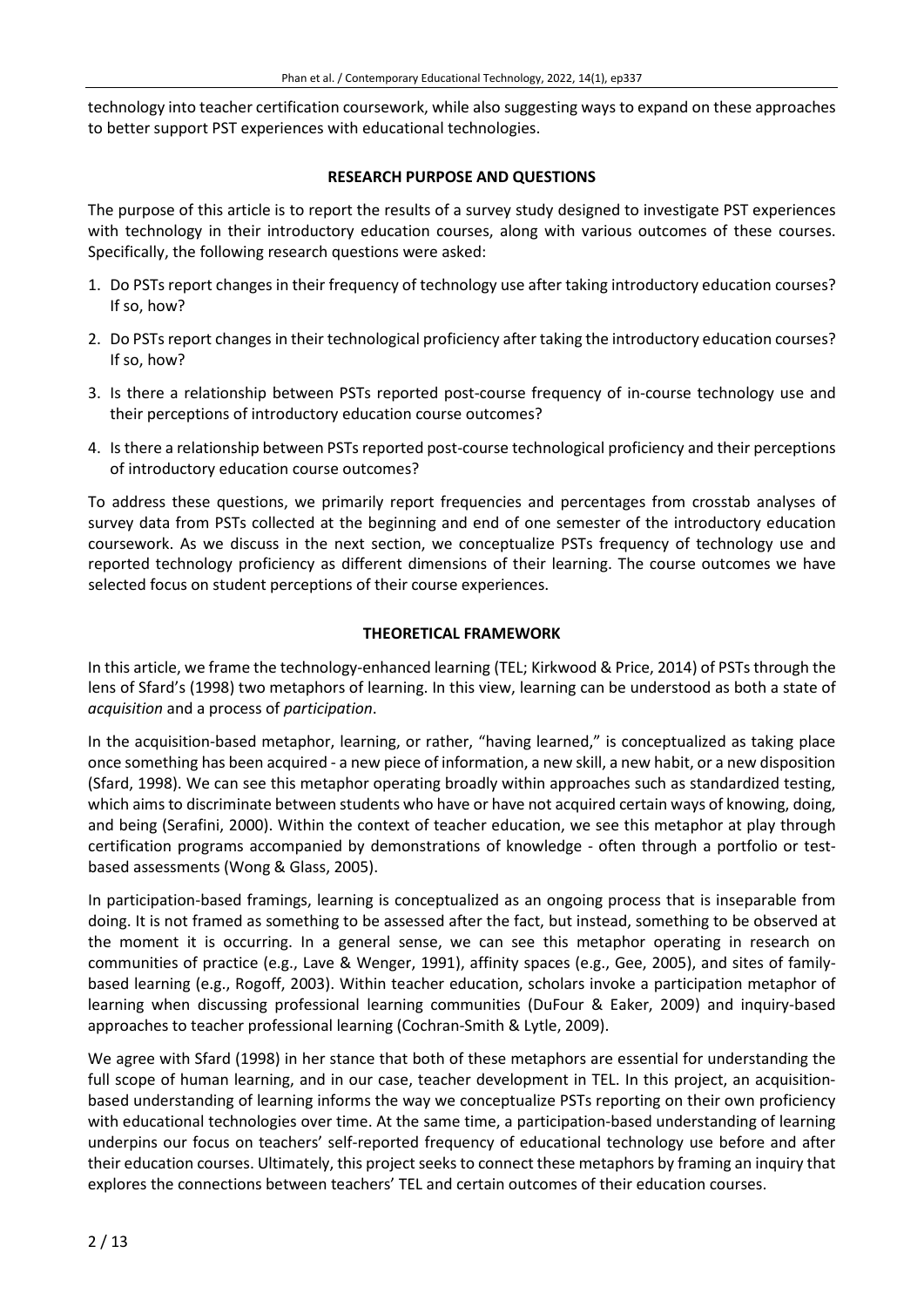technology into teacher certification coursework, while also suggesting ways to expand on these approaches to better support PST experiences with educational technologies.

## RESEARCH PURPOSE AND QUESTIONS

The purpose of this article is to report the results of a survey study designed to investigate PST experiences with technology in their introductory education courses, along with various outcomes of these courses. Specifically, the following research questions were asked:

1. Do PSTs report changes in their frequency of technology use after taking introductory education courses? If so, how?
2. Do PSTs report changes in their technological proficiency after taking the introductory education courses? If so, how?
3. Is there a relationship between PSTs reported post-course frequency of in-course technology use and their perceptions of introductory education course outcomes?
4. Is there a relationship between PSTs reported post-course technological proficiency and their perceptions of introductory education course outcomes?

To address these questions, we primarily report frequencies and percentages from crosstab analyses of survey data from PSTs collected at the beginning and end of one semester of the introductory education coursework. As we discuss in the next section, we conceptualize PSTs frequency of technology use and reported technology proficiency as different dimensions of their learning. The course outcomes we have selected focus on student perceptions of their course experiences.

## THEORETICAL FRAMEWORK

In this article, we frame the technology-enhanced learning (TEL; Kirkwood & Price, 2014) of PSTs through the lens of Sfard's (1998) two metaphors of learning. In this view, learning can be understood as both a state of *acquisition* and a process of *participation*.

In the acquisition-based metaphor, learning, or rather, "having learned," is conceptualized as taking place once something has been acquired - a new piece of information, a new skill, a new habit, or a new disposition (Sfard, 1998). We can see this metaphor operating broadly within approaches such as standardized testing, which aims to discriminate between students who have or have not acquired certain ways of knowing, doing, and being (Serafini, 2000). Within the context of teacher education, we see this metaphor at play through certification programs accompanied by demonstrations of knowledge - often through a portfolio or test-based assessments (Wong & Glass, 2005).

In participation-based framings, learning is conceptualized as an ongoing process that is inseparable from doing. It is not framed as something to be assessed after the fact, but instead, something to be observed at the moment it is occurring. In a general sense, we can see this metaphor operating in research on communities of practice (e.g., Lave & Wenger, 1991), affinity spaces (e.g., Gee, 2005), and sites of family-based learning (e.g., Rogoff, 2003). Within teacher education, scholars invoke a participation metaphor of learning when discussing professional learning communities (DuFour & Eaker, 2009) and inquiry-based approaches to teacher professional learning (Cochran-Smith & Lytle, 2009).

We agree with Sfard (1998) in her stance that both of these metaphors are essential for understanding the full scope of human learning, and in our case, teacher development in TEL. In this project, an acquisition-based understanding of learning informs the way we conceptualize PSTs reporting on their own proficiency with educational technologies over time. At the same time, a participation-based understanding of learning underpins our focus on teachers' self-reported frequency of educational technology use before and after their education courses. Ultimately, this project seeks to connect these metaphors by framing an inquiry that explores the connections between teachers' TEL and certain outcomes of their education courses.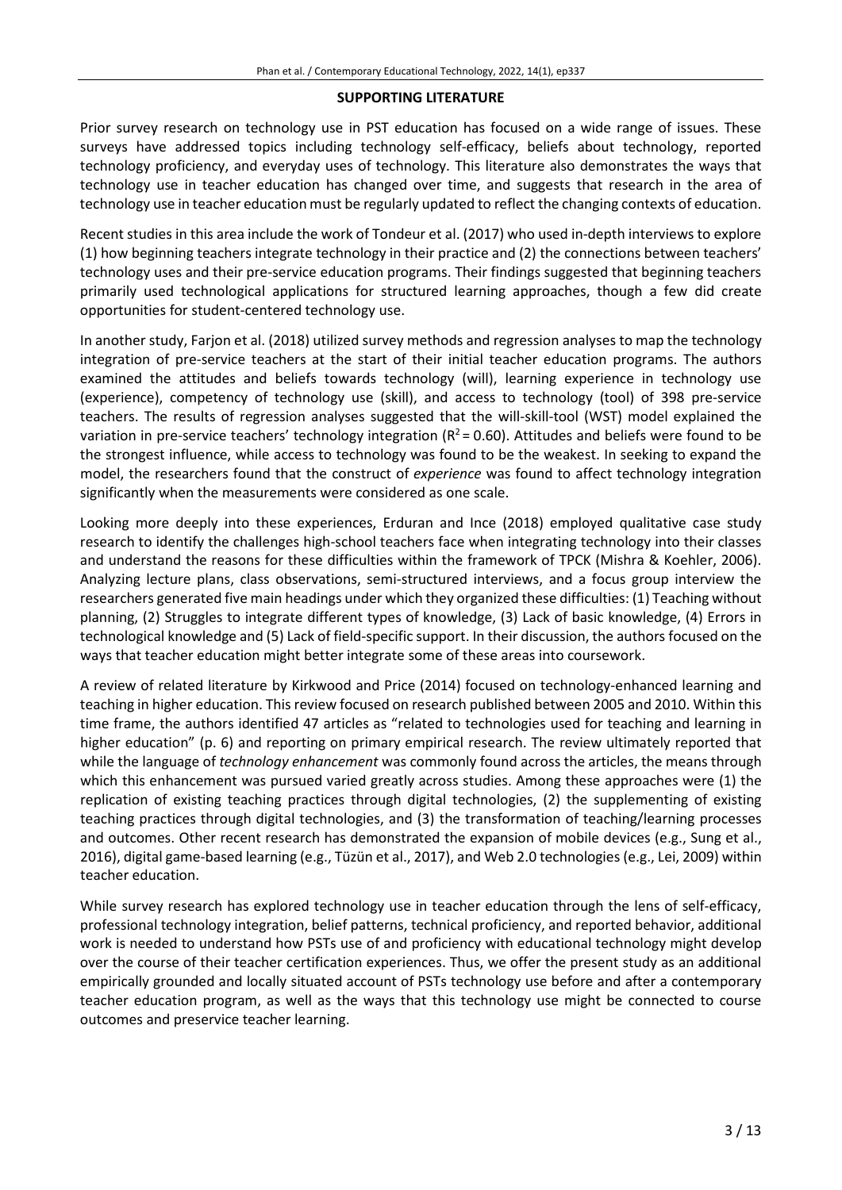## SUPPORTING LITERATURE

Prior survey research on technology use in PST education has focused on a wide range of issues. These surveys have addressed topics including technology self-efficacy, beliefs about technology, reported technology proficiency, and everyday uses of technology. This literature also demonstrates the ways that technology use in teacher education has changed over time, and suggests that research in the area of technology use in teacher education must be regularly updated to reflect the changing contexts of education.

Recent studies in this area include the work of Tondeur et al. (2017) who used in-depth interviews to explore (1) how beginning teachers integrate technology in their practice and (2) the connections between teachers' technology uses and their pre-service education programs. Their findings suggested that beginning teachers primarily used technological applications for structured learning approaches, though a few did create opportunities for student-centered technology use.

In another study, Farjon et al. (2018) utilized survey methods and regression analyses to map the technology integration of pre-service teachers at the start of their initial teacher education programs. The authors examined the attitudes and beliefs towards technology (will), learning experience in technology use (experience), competency of technology use (skill), and access to technology (tool) of 398 pre-service teachers. The results of regression analyses suggested that the will-skill-tool (WST) model explained the variation in pre-service teachers' technology integration ($R^2 = 0.60$). Attitudes and beliefs were found to be the strongest influence, while access to technology was found to be the weakest. In seeking to expand the model, the researchers found that the construct of *experience* was found to affect technology integration significantly when the measurements were considered as one scale.

Looking more deeply into these experiences, Erduran and Ince (2018) employed qualitative case study research to identify the challenges high-school teachers face when integrating technology into their classes and understand the reasons for these difficulties within the framework of TPCK (Mishra & Koehler, 2006). Analyzing lecture plans, class observations, semi-structured interviews, and a focus group interview the researchers generated five main headings under which they organized these difficulties: (1) Teaching without planning, (2) Struggles to integrate different types of knowledge, (3) Lack of basic knowledge, (4) Errors in technological knowledge and (5) Lack of field-specific support. In their discussion, the authors focused on the ways that teacher education might better integrate some of these areas into coursework.

A review of related literature by Kirkwood and Price (2014) focused on technology-enhanced learning and teaching in higher education. This review focused on research published between 2005 and 2010. Within this time frame, the authors identified 47 articles as "related to technologies used for teaching and learning in higher education" (p. 6) and reporting on primary empirical research. The review ultimately reported that while the language of *technology enhancement* was commonly found across the articles, the means through which this enhancement was pursued varied greatly across studies. Among these approaches were (1) the replication of existing teaching practices through digital technologies, (2) the supplementing of existing teaching practices through digital technologies, and (3) the transformation of teaching/learning processes and outcomes. Other recent research has demonstrated the expansion of mobile devices (e.g., Sung et al., 2016), digital game-based learning (e.g., Tüzün et al., 2017), and Web 2.0 technologies (e.g., Lei, 2009) within teacher education.

While survey research has explored technology use in teacher education through the lens of self-efficacy, professional technology integration, belief patterns, technical proficiency, and reported behavior, additional work is needed to understand how PSTs use of and proficiency with educational technology might develop over the course of their teacher certification experiences. Thus, we offer the present study as an additional empirically grounded and locally situated account of PSTs technology use before and after a contemporary teacher education program, as well as the ways that this technology use might be connected to course outcomes and preservice teacher learning.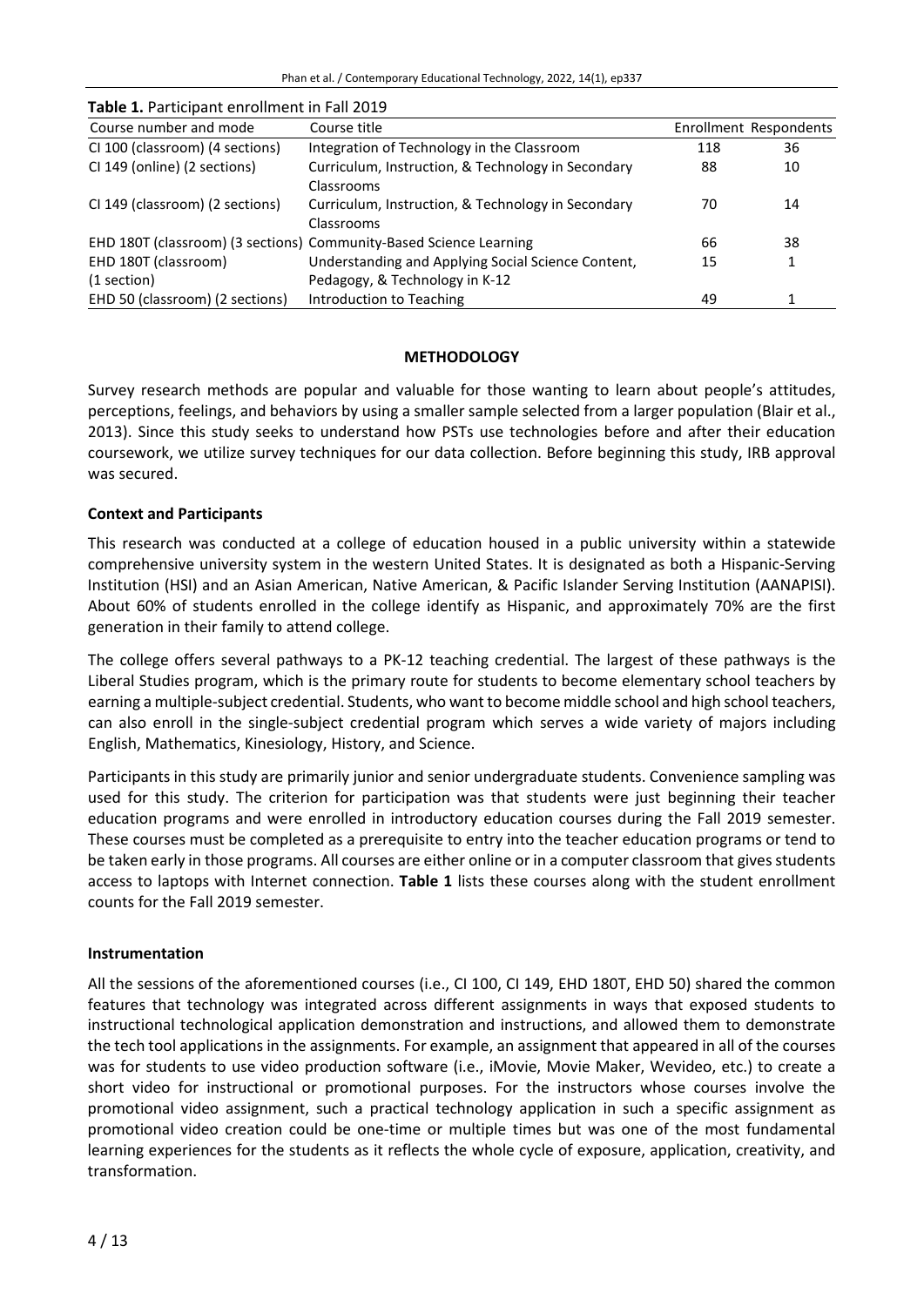**Table 1.** Participant enrollment in Fall 2019

| Course number and mode | Course title | Enrollment | Respondents |
|---|---|---|---|
| CI 100 (classroom) (4 sections) | Integration of Technology in the Classroom | 118 | 36 |
| CI 149 (online) (2 sections) | Curriculum, Instruction, & Technology in Secondary Classrooms | 88 | 10 |
| CI 149 (classroom) (2 sections) | Curriculum, Instruction, & Technology in Secondary Classrooms | 70 | 14 |
| EHD 180T (classroom) (3 sections) | Community-Based Science Learning | 66 | 38 |
| EHD 180T (classroom) (1 section) | Understanding and Applying Social Science Content, Pedagogy, & Technology in K-12 | 15 | 1 |
| EHD 50 (classroom) (2 sections) | Introduction to Teaching | 49 | 1 |

## METHODOLOGY

Survey research methods are popular and valuable for those wanting to learn about people's attitudes, perceptions, feelings, and behaviors by using a smaller sample selected from a larger population (Blair et al., 2013). Since this study seeks to understand how PSTs use technologies before and after their education coursework, we utilize survey techniques for our data collection. Before beginning this study, IRB approval was secured.

### Context and Participants

This research was conducted at a college of education housed in a public university within a statewide comprehensive university system in the western United States. It is designated as both a Hispanic-Serving Institution (HSI) and an Asian American, Native American, & Pacific Islander Serving Institution (AANAPISI). About 60% of students enrolled in the college identify as Hispanic, and approximately 70% are the first generation in their family to attend college.

The college offers several pathways to a PK-12 teaching credential. The largest of these pathways is the Liberal Studies program, which is the primary route for students to become elementary school teachers by earning a multiple-subject credential. Students, who want to become middle school and high school teachers, can also enroll in the single-subject credential program which serves a wide variety of majors including English, Mathematics, Kinesiology, History, and Science.

Participants in this study are primarily junior and senior undergraduate students. Convenience sampling was used for this study. The criterion for participation was that students were just beginning their teacher education programs and were enrolled in introductory education courses during the Fall 2019 semester. These courses must be completed as a prerequisite to entry into the teacher education programs or tend to be taken early in those programs. All courses are either online or in a computer classroom that gives students access to laptops with Internet connection. **Table 1** lists these courses along with the student enrollment counts for the Fall 2019 semester.

### Instrumentation

All the sessions of the aforementioned courses (i.e., CI 100, CI 149, EHD 180T, EHD 50) shared the common features that technology was integrated across different assignments in ways that exposed students to instructional technological application demonstration and instructions, and allowed them to demonstrate the tech tool applications in the assignments. For example, an assignment that appeared in all of the courses was for students to use video production software (i.e., iMovie, Movie Maker, Wevideo, etc.) to create a short video for instructional or promotional purposes. For the instructors whose courses involve the promotional video assignment, such a practical technology application in such a specific assignment as promotional video creation could be one-time or multiple times but was one of the most fundamental learning experiences for the students as it reflects the whole cycle of exposure, application, creativity, and transformation.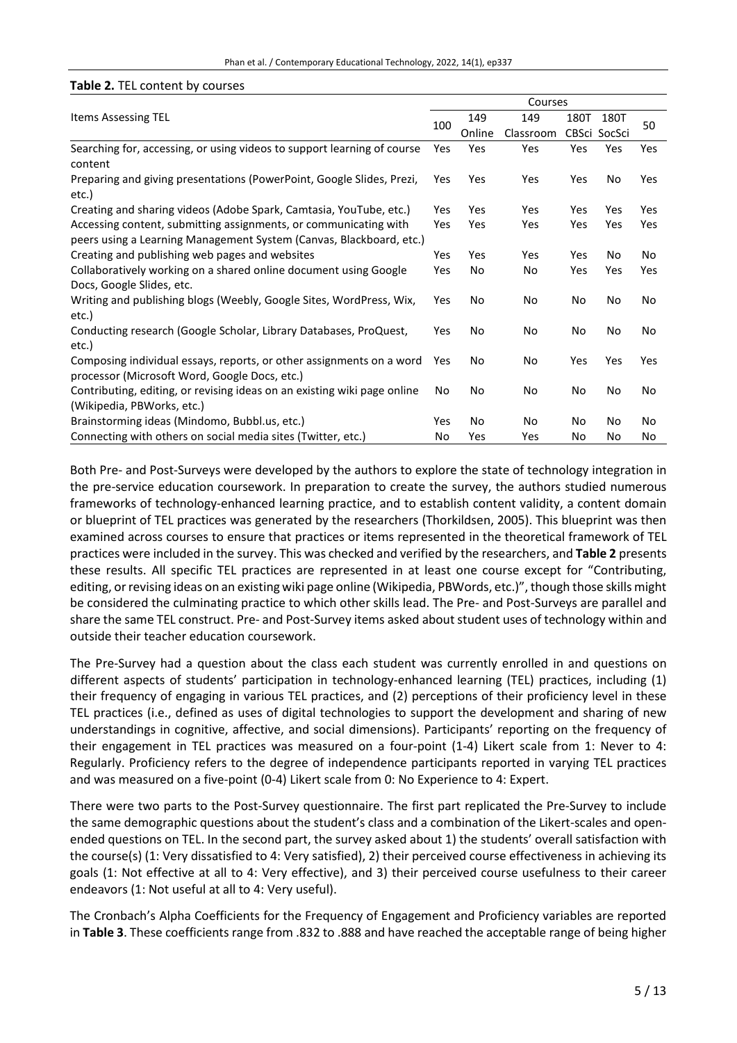**Table 2.** TEL content by courses

| Items Assessing TEL | Courses | | | | | |
|---|---|---|---|---|---|---|
| | 100 | 149 Online | 149 Classroom | 180T CBSci | 180T SocSci | 50 |
| Searching for, accessing, or using videos to support learning of course content | Yes | Yes | Yes | Yes | Yes | Yes |
| Preparing and giving presentations (PowerPoint, Google Slides, Prezi, etc.) | Yes | Yes | Yes | Yes | No | Yes |
| Creating and sharing videos (Adobe Spark, Camtasia, YouTube, etc.) | Yes | Yes | Yes | Yes | Yes | Yes |
| Accessing content, submitting assignments, or communicating with peers using a Learning Management System (Canvas, Blackboard, etc.) | Yes | Yes | Yes | Yes | Yes | Yes |
| Creating and publishing web pages and websites | Yes | Yes | Yes | Yes | No | No |
| Collaboratively working on a shared online document using Google Docs, Google Slides, etc. | Yes | No | No | Yes | Yes | Yes |
| Writing and publishing blogs (Weebly, Google Sites, WordPress, Wix, etc.) | Yes | No | No | No | No | No |
| Conducting research (Google Scholar, Library Databases, ProQuest, etc.) | Yes | No | No | No | No | No |
| Composing individual essays, reports, or other assignments on a word processor (Microsoft Word, Google Docs, etc.) | Yes | No | No | Yes | Yes | Yes |
| Contributing, editing, or revising ideas on an existing wiki page online (Wikipedia, PBWorks, etc.) | No | No | No | No | No | No |
| Brainstorming ideas (Mindomo, Bubbl.us, etc.) | Yes | No | No | No | No | No |
| Connecting with others on social media sites (Twitter, etc.) | No | Yes | Yes | No | No | No |

Both Pre- and Post-Surveys were developed by the authors to explore the state of technology integration in the pre-service education coursework. In preparation to create the survey, the authors studied numerous frameworks of technology-enhanced learning practice, and to establish content validity, a content domain or blueprint of TEL practices was generated by the researchers (Thorkildsen, 2005). This blueprint was then examined across courses to ensure that practices or items represented in the theoretical framework of TEL practices were included in the survey. This was checked and verified by the researchers, and **Table 2** presents these results. All specific TEL practices are represented in at least one course except for "Contributing, editing, or revising ideas on an existing wiki page online (Wikipedia, PBWords, etc.)", though those skills might be considered the culminating practice to which other skills lead. The Pre- and Post-Surveys are parallel and share the same TEL construct. Pre- and Post-Survey items asked about student uses of technology within and outside their teacher education coursework.

The Pre-Survey had a question about the class each student was currently enrolled in and questions on different aspects of students' participation in technology-enhanced learning (TEL) practices, including (1) their frequency of engaging in various TEL practices, and (2) perceptions of their proficiency level in these TEL practices (i.e., defined as uses of digital technologies to support the development and sharing of new understandings in cognitive, affective, and social dimensions). Participants' reporting on the frequency of their engagement in TEL practices was measured on a four-point (1-4) Likert scale from 1: Never to 4: Regularly. Proficiency refers to the degree of independence participants reported in varying TEL practices and was measured on a five-point (0-4) Likert scale from 0: No Experience to 4: Expert.

There were two parts to the Post-Survey questionnaire. The first part replicated the Pre-Survey to include the same demographic questions about the student's class and a combination of the Likert-scales and open-ended questions on TEL. In the second part, the survey asked about 1) the students' overall satisfaction with the course(s) (1: Very dissatisfied to 4: Very satisfied), 2) their perceived course effectiveness in achieving its goals (1: Not effective at all to 4: Very effective), and 3) their perceived course usefulness to their career endeavors (1: Not useful at all to 4: Very useful).

The Cronbach's Alpha Coefficients for the Frequency of Engagement and Proficiency variables are reported in **Table 3**. These coefficients range from .832 to .888 and have reached the acceptable range of being higher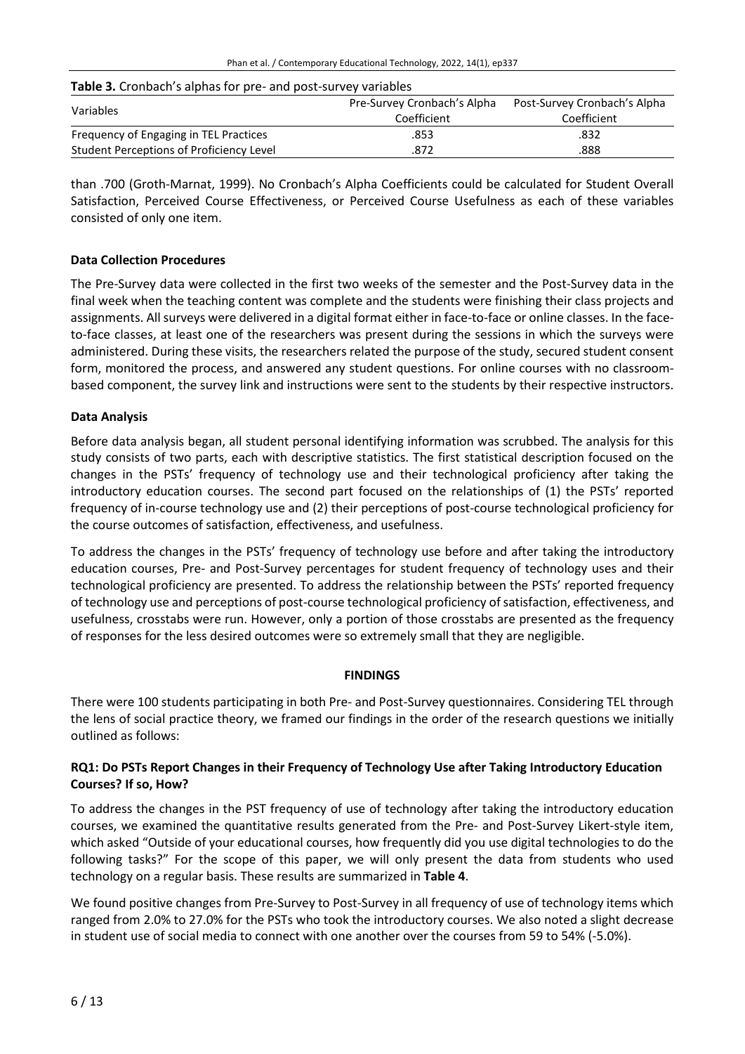**Table 3.** Cronbach's alphas for pre- and post-survey variables

| Variables | Pre-Survey Cronbach's Alpha Coefficient | Post-Survey Cronbach's Alpha Coefficient |
|---|---|---|
| Frequency of Engaging in TEL Practices | .853 | .832 |
| Student Perceptions of Proficiency Level | .872 | .888 |

than .700 (Groth-Marnat, 1999). No Cronbach's Alpha Coefficients could be calculated for Student Overall Satisfaction, Perceived Course Effectiveness, or Perceived Course Usefulness as each of these variables consisted of only one item.

### Data Collection Procedures

The Pre-Survey data were collected in the first two weeks of the semester and the Post-Survey data in the final week when the teaching content was complete and the students were finishing their class projects and assignments. All surveys were delivered in a digital format either in face-to-face or online classes. In the face-to-face classes, at least one of the researchers was present during the sessions in which the surveys were administered. During these visits, the researchers related the purpose of the study, secured student consent form, monitored the process, and answered any student questions. For online courses with no classroom-based component, the survey link and instructions were sent to the students by their respective instructors.

### Data Analysis

Before data analysis began, all student personal identifying information was scrubbed. The analysis for this study consists of two parts, each with descriptive statistics. The first statistical description focused on the changes in the PSTs' frequency of technology use and their technological proficiency after taking the introductory education courses. The second part focused on the relationships of (1) the PSTs' reported frequency of in-course technology use and (2) their perceptions of post-course technological proficiency for the course outcomes of satisfaction, effectiveness, and usefulness.

To address the changes in the PSTs' frequency of technology use before and after taking the introductory education courses, Pre- and Post-Survey percentages for student frequency of technology uses and their technological proficiency are presented. To address the relationship between the PSTs' reported frequency of technology use and perceptions of post-course technological proficiency of satisfaction, effectiveness, and usefulness, crosstabs were run. However, only a portion of those crosstabs are presented as the frequency of responses for the less desired outcomes were so extremely small that they are negligible.

## FINDINGS

There were 100 students participating in both Pre- and Post-Survey questionnaires. Considering TEL through the lens of social practice theory, we framed our findings in the order of the research questions we initially outlined as follows:

### RQ1: Do PSTs Report Changes in their Frequency of Technology Use after Taking Introductory Education Courses? If so, How?

To address the changes in the PST frequency of use of technology after taking the introductory education courses, we examined the quantitative results generated from the Pre- and Post-Survey Likert-style item, which asked "Outside of your educational courses, how frequently did you use digital technologies to do the following tasks?" For the scope of this paper, we will only present the data from students who used technology on a regular basis. These results are summarized in **Table 4**.

We found positive changes from Pre-Survey to Post-Survey in all frequency of use of technology items which ranged from 2.0% to 27.0% for the PSTs who took the introductory courses. We also noted a slight decrease in student use of social media to connect with one another over the courses from 59 to 54% (-5.0%).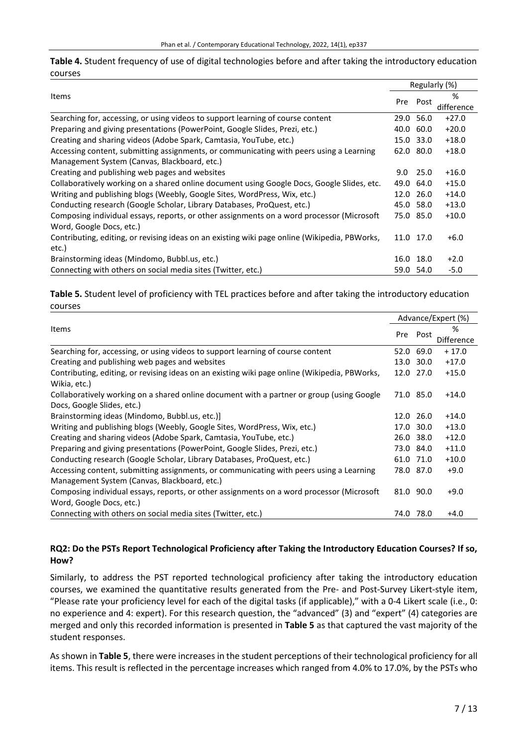**Table 4.** Student frequency of use of digital technologies before and after taking the introductory education courses

| Items | Regularly (%) | | |
|---|---|---|---|
| | Pre | Post | % difference |
| Searching for, accessing, or using videos to support learning of course content | 29.0 | 56.0 | +27.0 |
| Preparing and giving presentations (PowerPoint, Google Slides, Prezi, etc.) | 40.0 | 60.0 | +20.0 |
| Creating and sharing videos (Adobe Spark, Camtasia, YouTube, etc.) | 15.0 | 33.0 | +18.0 |
| Accessing content, submitting assignments, or communicating with peers using a Learning Management System (Canvas, Blackboard, etc.) | 62.0 | 80.0 | +18.0 |
| Creating and publishing web pages and websites | 9.0 | 25.0 | +16.0 |
| Collaboratively working on a shared online document using Google Docs, Google Slides, etc. | 49.0 | 64.0 | +15.0 |
| Writing and publishing blogs (Weebly, Google Sites, WordPress, Wix, etc.) | 12.0 | 26.0 | +14.0 |
| Conducting research (Google Scholar, Library Databases, ProQuest, etc.) | 45.0 | 58.0 | +13.0 |
| Composing individual essays, reports, or other assignments on a word processor (Microsoft Word, Google Docs, etc.) | 75.0 | 85.0 | +10.0 |
| Contributing, editing, or revising ideas on an existing wiki page online (Wikipedia, PBWorks, etc.) | 11.0 | 17.0 | +6.0 |
| Brainstorming ideas (Mindomo, Bubbl.us, etc.) | 16.0 | 18.0 | +2.0 |
| Connecting with others on social media sites (Twitter, etc.) | 59.0 | 54.0 | -5.0 |

**Table 5.** Student level of proficiency with TEL practices before and after taking the introductory education courses

| Items | Advance/Expert (%) | | |
|---|---|---|---|
| | Pre | Post | % Difference |
| Searching for, accessing, or using videos to support learning of course content | 52.0 | 69.0 | + 17.0 |
| Creating and publishing web pages and websites | 13.0 | 30.0 | +17.0 |
| Contributing, editing, or revising ideas on an existing wiki page online (Wikipedia, PBWorks, Wikia, etc.) | 12.0 | 27.0 | +15.0 |
| Collaboratively working on a shared online document with a partner or group (using Google Docs, Google Slides, etc.) | 71.0 | 85.0 | +14.0 |
| Brainstorming ideas (Mindomo, Bubbl.us, etc.)] | 12.0 | 26.0 | +14.0 |
| Writing and publishing blogs (Weebly, Google Sites, WordPress, Wix, etc.) | 17.0 | 30.0 | +13.0 |
| Creating and sharing videos (Adobe Spark, Camtasia, YouTube, etc.) | 26.0 | 38.0 | +12.0 |
| Preparing and giving presentations (PowerPoint, Google Slides, Prezi, etc.) | 73.0 | 84.0 | +11.0 |
| Conducting research (Google Scholar, Library Databases, ProQuest, etc.) | 61.0 | 71.0 | +10.0 |
| Accessing content, submitting assignments, or communicating with peers using a Learning Management System (Canvas, Blackboard, etc.) | 78.0 | 87.0 | +9.0 |
| Composing individual essays, reports, or other assignments on a word processor (Microsoft Word, Google Docs, etc.) | 81.0 | 90.0 | +9.0 |
| Connecting with others on social media sites (Twitter, etc.) | 74.0 | 78.0 | +4.0 |

### RQ2: Do the PSTs Report Technological Proficiency after Taking the Introductory Education Courses? If so, How?

Similarly, to address the PST reported technological proficiency after taking the introductory education courses, we examined the quantitative results generated from the Pre- and Post-Survey Likert-style item, "Please rate your proficiency level for each of the digital tasks (if applicable)," with a 0-4 Likert scale (i.e., 0: no experience and 4: expert). For this research question, the "advanced" (3) and "expert" (4) categories are merged and only this recorded information is presented in **Table 5** as that captured the vast majority of the student responses.

As shown in **Table 5**, there were increases in the student perceptions of their technological proficiency for all items. This result is reflected in the percentage increases which ranged from 4.0% to 17.0%, by the PSTs who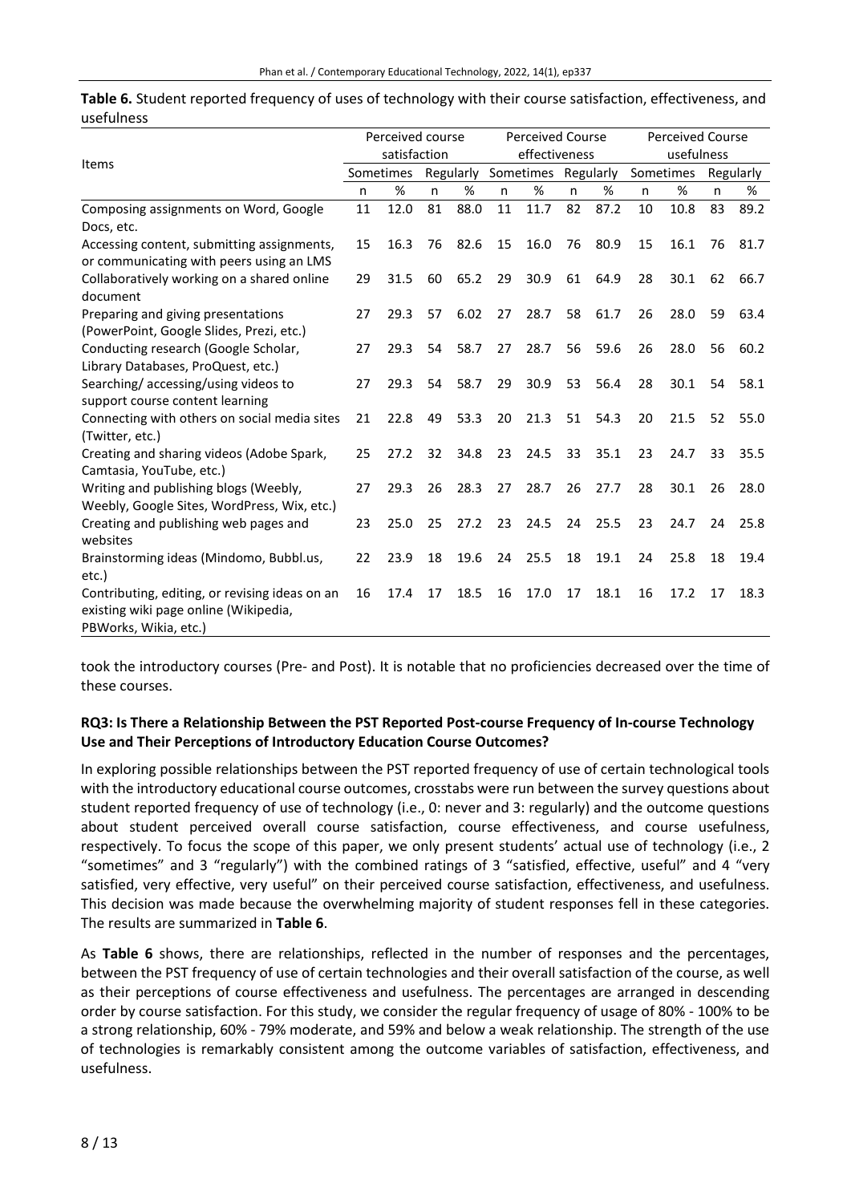**Table 6.** Student reported frequency of uses of technology with their course satisfaction, effectiveness, and usefulness

| Items | Perceived course satisfaction | | | | Perceived Course effectiveness | | | | Perceived Course usefulness | | | |
|---|---|---|---|---|---|---|---|---|---|---|---|---|
| | Sometimes | | Regularly | | Sometimes | | Regularly | | Sometimes | | Regularly | |
| | n | % | n | % | n | % | n | % | n | % | n | % |
| Composing assignments on Word, Google Docs, etc. | 11 | 12.0 | 81 | 88.0 | 11 | 11.7 | 82 | 87.2 | 10 | 10.8 | 83 | 89.2 |
| Accessing content, submitting assignments, or communicating with peers using an LMS | 15 | 16.3 | 76 | 82.6 | 15 | 16.0 | 76 | 80.9 | 15 | 16.1 | 76 | 81.7 |
| Collaboratively working on a shared online document | 29 | 31.5 | 60 | 65.2 | 29 | 30.9 | 61 | 64.9 | 28 | 30.1 | 62 | 66.7 |
| Preparing and giving presentations (PowerPoint, Google Slides, Prezi, etc.) | 27 | 29.3 | 57 | 6.02 | 27 | 28.7 | 58 | 61.7 | 26 | 28.0 | 59 | 63.4 |
| Conducting research (Google Scholar, Library Databases, ProQuest, etc.) | 27 | 29.3 | 54 | 58.7 | 27 | 28.7 | 56 | 59.6 | 26 | 28.0 | 56 | 60.2 |
| Searching/ accessing/using videos to support course content learning | 27 | 29.3 | 54 | 58.7 | 29 | 30.9 | 53 | 56.4 | 28 | 30.1 | 54 | 58.1 |
| Connecting with others on social media sites (Twitter, etc.) | 21 | 22.8 | 49 | 53.3 | 20 | 21.3 | 51 | 54.3 | 20 | 21.5 | 52 | 55.0 |
| Creating and sharing videos (Adobe Spark, Camtasia, YouTube, etc.) | 25 | 27.2 | 32 | 34.8 | 23 | 24.5 | 33 | 35.1 | 23 | 24.7 | 33 | 35.5 |
| Writing and publishing blogs (Weebly, Weebly, Google Sites, WordPress, Wix, etc.) | 27 | 29.3 | 26 | 28.3 | 27 | 28.7 | 26 | 27.7 | 28 | 30.1 | 26 | 28.0 |
| Creating and publishing web pages and websites | 23 | 25.0 | 25 | 27.2 | 23 | 24.5 | 24 | 25.5 | 23 | 24.7 | 24 | 25.8 |
| Brainstorming ideas (Mindomo, Bubbl.us, etc.) | 22 | 23.9 | 18 | 19.6 | 24 | 25.5 | 18 | 19.1 | 24 | 25.8 | 18 | 19.4 |
| Contributing, editing, or revising ideas on an existing wiki page online (Wikipedia, PBWorks, Wikia, etc.) | 16 | 17.4 | 17 | 18.5 | 16 | 17.0 | 17 | 18.1 | 16 | 17.2 | 17 | 18.3 |

took the introductory courses (Pre- and Post). It is notable that no proficiencies decreased over the time of these courses.

### RQ3: Is There a Relationship Between the PST Reported Post-course Frequency of In-course Technology Use and Their Perceptions of Introductory Education Course Outcomes?

In exploring possible relationships between the PST reported frequency of use of certain technological tools with the introductory educational course outcomes, crosstabs were run between the survey questions about student reported frequency of use of technology (i.e., 0: never and 3: regularly) and the outcome questions about student perceived overall course satisfaction, course effectiveness, and course usefulness, respectively. To focus the scope of this paper, we only present students' actual use of technology (i.e., 2 "sometimes" and 3 "regularly") with the combined ratings of 3 "satisfied, effective, useful" and 4 "very satisfied, very effective, very useful" on their perceived course satisfaction, effectiveness, and usefulness. This decision was made because the overwhelming majority of student responses fell in these categories. The results are summarized in **Table 6**.

As **Table 6** shows, there are relationships, reflected in the number of responses and the percentages, between the PST frequency of use of certain technologies and their overall satisfaction of the course, as well as their perceptions of course effectiveness and usefulness. The percentages are arranged in descending order by course satisfaction. For this study, we consider the regular frequency of usage of 80% - 100% to be a strong relationship, 60% - 79% moderate, and 59% and below a weak relationship. The strength of the use of technologies is remarkably consistent among the outcome variables of satisfaction, effectiveness, and usefulness.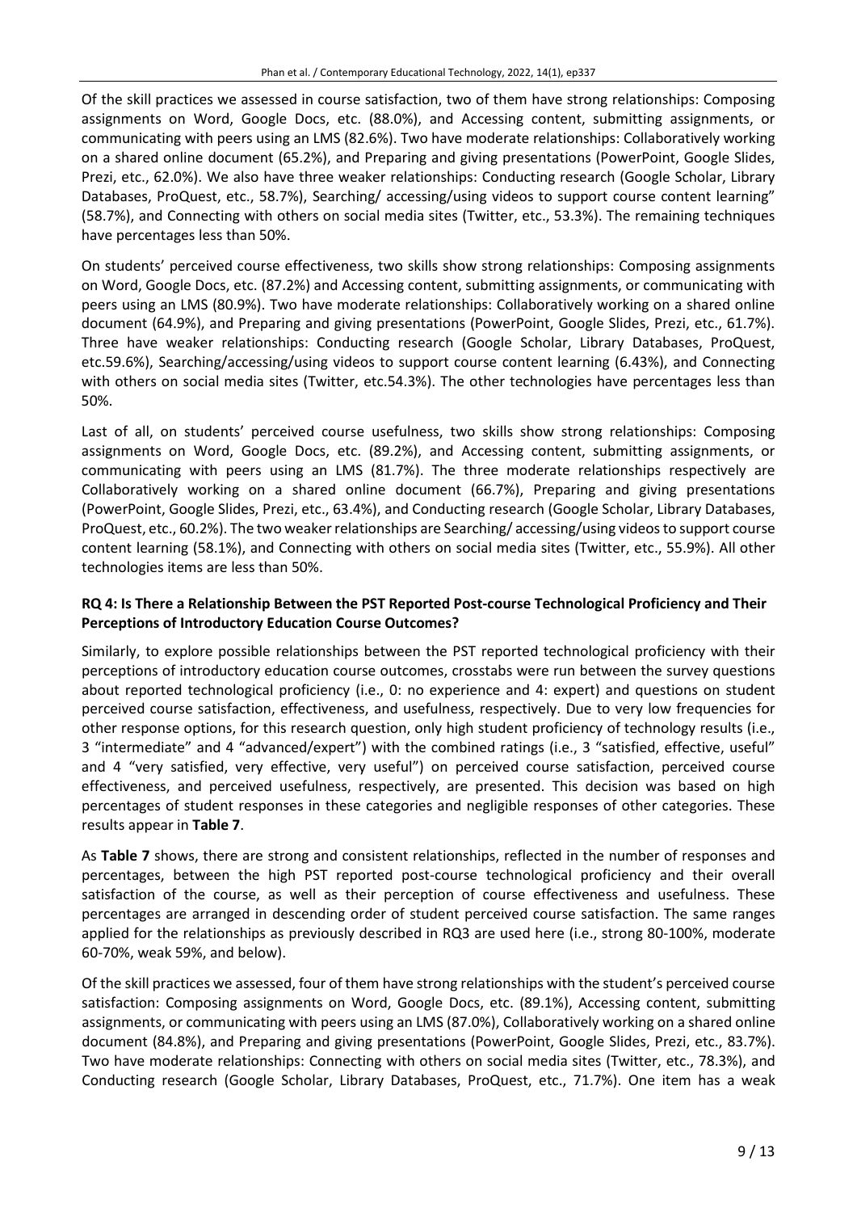Of the skill practices we assessed in course satisfaction, two of them have strong relationships: Composing assignments on Word, Google Docs, etc. (88.0%), and Accessing content, submitting assignments, or communicating with peers using an LMS (82.6%). Two have moderate relationships: Collaboratively working on a shared online document (65.2%), and Preparing and giving presentations (PowerPoint, Google Slides, Prezi, etc., 62.0%). We also have three weaker relationships: Conducting research (Google Scholar, Library Databases, ProQuest, etc., 58.7%), Searching/ accessing/using videos to support course content learning" (58.7%), and Connecting with others on social media sites (Twitter, etc., 53.3%). The remaining techniques have percentages less than 50%.

On students' perceived course effectiveness, two skills show strong relationships: Composing assignments on Word, Google Docs, etc. (87.2%) and Accessing content, submitting assignments, or communicating with peers using an LMS (80.9%). Two have moderate relationships: Collaboratively working on a shared online document (64.9%), and Preparing and giving presentations (PowerPoint, Google Slides, Prezi, etc., 61.7%). Three have weaker relationships: Conducting research (Google Scholar, Library Databases, ProQuest, etc.59.6%), Searching/accessing/using videos to support course content learning (6.43%), and Connecting with others on social media sites (Twitter, etc.54.3%). The other technologies have percentages less than 50%.

Last of all, on students' perceived course usefulness, two skills show strong relationships: Composing assignments on Word, Google Docs, etc. (89.2%), and Accessing content, submitting assignments, or communicating with peers using an LMS (81.7%). The three moderate relationships respectively are Collaboratively working on a shared online document (66.7%), Preparing and giving presentations (PowerPoint, Google Slides, Prezi, etc., 63.4%), and Conducting research (Google Scholar, Library Databases, ProQuest, etc., 60.2%). The two weaker relationships are Searching/ accessing/using videos to support course content learning (58.1%), and Connecting with others on social media sites (Twitter, etc., 55.9%). All other technologies items are less than 50%.

### RQ 4: Is There a Relationship Between the PST Reported Post-course Technological Proficiency and Their Perceptions of Introductory Education Course Outcomes?

Similarly, to explore possible relationships between the PST reported technological proficiency with their perceptions of introductory education course outcomes, crosstabs were run between the survey questions about reported technological proficiency (i.e., 0: no experience and 4: expert) and questions on student perceived course satisfaction, effectiveness, and usefulness, respectively. Due to very low frequencies for other response options, for this research question, only high student proficiency of technology results (i.e., 3 "intermediate" and 4 "advanced/expert") with the combined ratings (i.e., 3 "satisfied, effective, useful" and 4 "very satisfied, very effective, very useful") on perceived course satisfaction, perceived course effectiveness, and perceived usefulness, respectively, are presented. This decision was based on high percentages of student responses in these categories and negligible responses of other categories. These results appear in **Table 7**.

As **Table 7** shows, there are strong and consistent relationships, reflected in the number of responses and percentages, between the high PST reported post-course technological proficiency and their overall satisfaction of the course, as well as their perception of course effectiveness and usefulness. These percentages are arranged in descending order of student perceived course satisfaction. The same ranges applied for the relationships as previously described in RQ3 are used here (i.e., strong 80-100%, moderate 60-70%, weak 59%, and below).

Of the skill practices we assessed, four of them have strong relationships with the student's perceived course satisfaction: Composing assignments on Word, Google Docs, etc. (89.1%), Accessing content, submitting assignments, or communicating with peers using an LMS (87.0%), Collaboratively working on a shared online document (84.8%), and Preparing and giving presentations (PowerPoint, Google Slides, Prezi, etc., 83.7%). Two have moderate relationships: Connecting with others on social media sites (Twitter, etc., 78.3%), and Conducting research (Google Scholar, Library Databases, ProQuest, etc., 71.7%). One item has a weak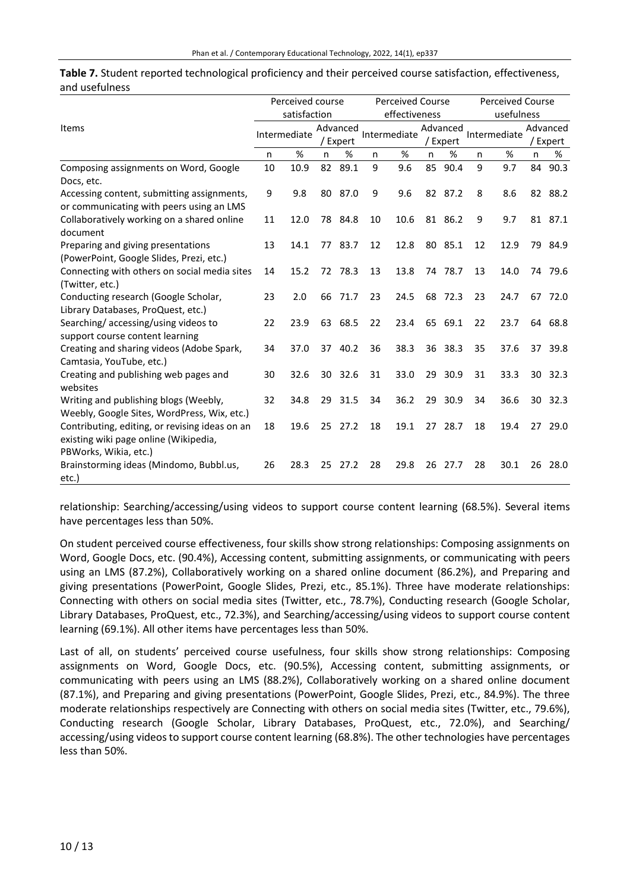**Table 7.** Student reported technological proficiency and their perceived course satisfaction, effectiveness, and usefulness

| Items | Perceived course satisfaction | | | | Perceived Course effectiveness | | | | Perceived Course usefulness | | | |
|---|---|---|---|---|---|---|---|---|---|---|---|---|
| | Intermediate | | Advanced / Expert | | Intermediate | | Advanced / Expert | | Intermediate | | Advanced / Expert | |
| | n | % | n | % | n | % | n | % | n | % | n | % |
| Composing assignments on Word, Google Docs, etc. | 10 | 10.9 | 82 | 89.1 | 9 | 9.6 | 85 | 90.4 | 9 | 9.7 | 84 | 90.3 |
| Accessing content, submitting assignments, or communicating with peers using an LMS | 9 | 9.8 | 80 | 87.0 | 9 | 9.6 | 82 | 87.2 | 8 | 8.6 | 82 | 88.2 |
| Collaboratively working on a shared online document | 11 | 12.0 | 78 | 84.8 | 10 | 10.6 | 81 | 86.2 | 9 | 9.7 | 81 | 87.1 |
| Preparing and giving presentations (PowerPoint, Google Slides, Prezi, etc.) | 13 | 14.1 | 77 | 83.7 | 12 | 12.8 | 80 | 85.1 | 12 | 12.9 | 79 | 84.9 |
| Connecting with others on social media sites (Twitter, etc.) | 14 | 15.2 | 72 | 78.3 | 13 | 13.8 | 74 | 78.7 | 13 | 14.0 | 74 | 79.6 |
| Conducting research (Google Scholar, Library Databases, ProQuest, etc.) | 23 | 2.0 | 66 | 71.7 | 23 | 24.5 | 68 | 72.3 | 23 | 24.7 | 67 | 72.0 |
| Searching/ accessing/using videos to support course content learning | 22 | 23.9 | 63 | 68.5 | 22 | 23.4 | 65 | 69.1 | 22 | 23.7 | 64 | 68.8 |
| Creating and sharing videos (Adobe Spark, Camtasia, YouTube, etc.) | 34 | 37.0 | 37 | 40.2 | 36 | 38.3 | 36 | 38.3 | 35 | 37.6 | 37 | 39.8 |
| Creating and publishing web pages and websites | 30 | 32.6 | 30 | 32.6 | 31 | 33.0 | 29 | 30.9 | 31 | 33.3 | 30 | 32.3 |
| Writing and publishing blogs (Weebly, Weebly, Google Sites, WordPress, Wix, etc.) | 32 | 34.8 | 29 | 31.5 | 34 | 36.2 | 29 | 30.9 | 34 | 36.6 | 30 | 32.3 |
| Contributing, editing, or revising ideas on an existing wiki page online (Wikipedia, PBWorks, Wikia, etc.) | 18 | 19.6 | 25 | 27.2 | 18 | 19.1 | 27 | 28.7 | 18 | 19.4 | 27 | 29.0 |
| Brainstorming ideas (Mindomo, Bubbl.us, etc.) | 26 | 28.3 | 25 | 27.2 | 28 | 29.8 | 26 | 27.7 | 28 | 30.1 | 26 | 28.0 |

relationship: Searching/accessing/using videos to support course content learning (68.5%). Several items have percentages less than 50%.

On student perceived course effectiveness, four skills show strong relationships: Composing assignments on Word, Google Docs, etc. (90.4%), Accessing content, submitting assignments, or communicating with peers using an LMS (87.2%), Collaboratively working on a shared online document (86.2%), and Preparing and giving presentations (PowerPoint, Google Slides, Prezi, etc., 85.1%). Three have moderate relationships: Connecting with others on social media sites (Twitter, etc., 78.7%), Conducting research (Google Scholar, Library Databases, ProQuest, etc., 72.3%), and Searching/accessing/using videos to support course content learning (69.1%). All other items have percentages less than 50%.

Last of all, on students' perceived course usefulness, four skills show strong relationships: Composing assignments on Word, Google Docs, etc. (90.5%), Accessing content, submitting assignments, or communicating with peers using an LMS (88.2%), Collaboratively working on a shared online document (87.1%), and Preparing and giving presentations (PowerPoint, Google Slides, Prezi, etc., 84.9%). The three moderate relationships respectively are Connecting with others on social media sites (Twitter, etc., 79.6%), Conducting research (Google Scholar, Library Databases, ProQuest, etc., 72.0%), and Searching/ accessing/using videos to support course content learning (68.8%). The other technologies have percentages less than 50%.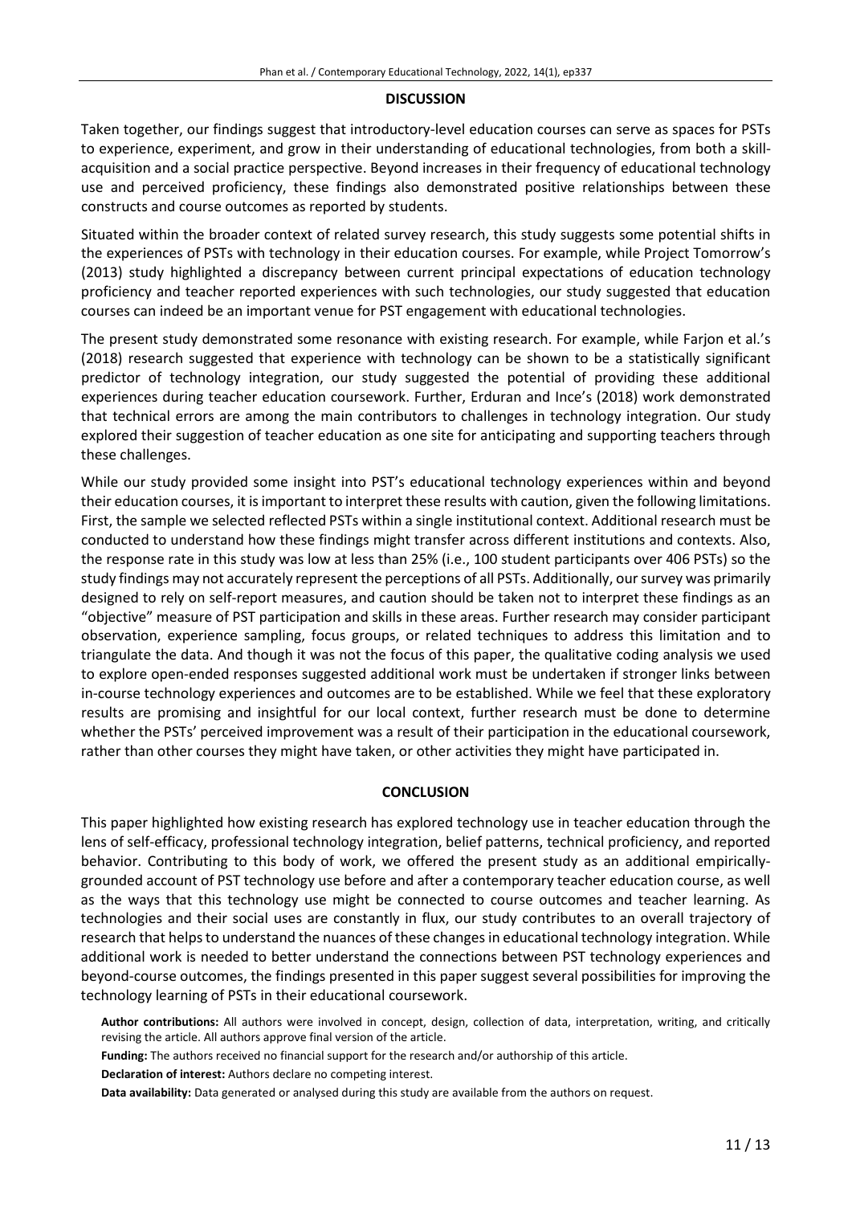## DISCUSSION

Taken together, our findings suggest that introductory-level education courses can serve as spaces for PSTs to experience, experiment, and grow in their understanding of educational technologies, from both a skill-acquisition and a social practice perspective. Beyond increases in their frequency of educational technology use and perceived proficiency, these findings also demonstrated positive relationships between these constructs and course outcomes as reported by students.

Situated within the broader context of related survey research, this study suggests some potential shifts in the experiences of PSTs with technology in their education courses. For example, while Project Tomorrow's (2013) study highlighted a discrepancy between current principal expectations of education technology proficiency and teacher reported experiences with such technologies, our study suggested that education courses can indeed be an important venue for PST engagement with educational technologies.

The present study demonstrated some resonance with existing research. For example, while Farjon et al.'s (2018) research suggested that experience with technology can be shown to be a statistically significant predictor of technology integration, our study suggested the potential of providing these additional experiences during teacher education coursework. Further, Erduran and Ince's (2018) work demonstrated that technical errors are among the main contributors to challenges in technology integration. Our study explored their suggestion of teacher education as one site for anticipating and supporting teachers through these challenges.

While our study provided some insight into PST's educational technology experiences within and beyond their education courses, it is important to interpret these results with caution, given the following limitations. First, the sample we selected reflected PSTs within a single institutional context. Additional research must be conducted to understand how these findings might transfer across different institutions and contexts. Also, the response rate in this study was low at less than 25% (i.e., 100 student participants over 406 PSTs) so the study findings may not accurately represent the perceptions of all PSTs. Additionally, our survey was primarily designed to rely on self-report measures, and caution should be taken not to interpret these findings as an "objective" measure of PST participation and skills in these areas. Further research may consider participant observation, experience sampling, focus groups, or related techniques to address this limitation and to triangulate the data. And though it was not the focus of this paper, the qualitative coding analysis we used to explore open-ended responses suggested additional work must be undertaken if stronger links between in-course technology experiences and outcomes are to be established. While we feel that these exploratory results are promising and insightful for our local context, further research must be done to determine whether the PSTs' perceived improvement was a result of their participation in the educational coursework, rather than other courses they might have taken, or other activities they might have participated in.

## CONCLUSION

This paper highlighted how existing research has explored technology use in teacher education through the lens of self-efficacy, professional technology integration, belief patterns, technical proficiency, and reported behavior. Contributing to this body of work, we offered the present study as an additional empirically-grounded account of PST technology use before and after a contemporary teacher education course, as well as the ways that this technology use might be connected to course outcomes and teacher learning. As technologies and their social uses are constantly in flux, our study contributes to an overall trajectory of research that helps to understand the nuances of these changes in educational technology integration. While additional work is needed to better understand the connections between PST technology experiences and beyond-course outcomes, the findings presented in this paper suggest several possibilities for improving the technology learning of PSTs in their educational coursework.

**Author contributions:** All authors were involved in concept, design, collection of data, interpretation, writing, and critically revising the article. All authors approve final version of the article.

**Funding:** The authors received no financial support for the research and/or authorship of this article.

**Declaration of interest:** Authors declare no competing interest.

**Data availability:** Data generated or analysed during this study are available from the authors on request.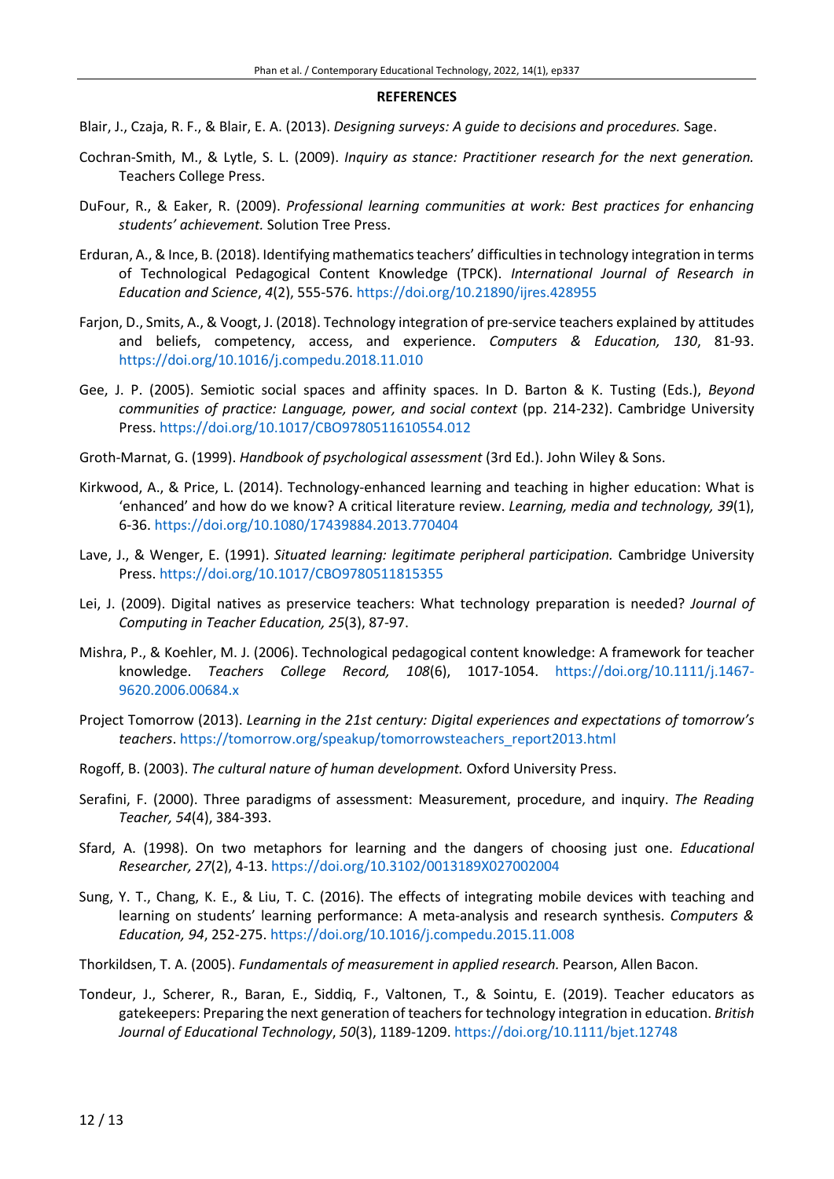**REFERENCES**

Blair, J., Czaja, R. F., & Blair, E. A. (2013). *Designing surveys: A guide to decisions and procedures.* Sage.

Cochran-Smith, M., & Lytle, S. L. (2009). *Inquiry as stance: Practitioner research for the next generation.* Teachers College Press.

DuFour, R., & Eaker, R. (2009). *Professional learning communities at work: Best practices for enhancing students' achievement.* Solution Tree Press.

Erduran, A., & Ince, B. (2018). Identifying mathematics teachers' difficulties in technology integration in terms of Technological Pedagogical Content Knowledge (TPCK). *International Journal of Research in Education and Science*, *4*(2), 555-576. https://doi.org/10.21890/ijres.428955

Farjon, D., Smits, A., & Voogt, J. (2018). Technology integration of pre-service teachers explained by attitudes and beliefs, competency, access, and experience. *Computers & Education, 130*, 81-93. https://doi.org/10.1016/j.compedu.2018.11.010

Gee, J. P. (2005). Semiotic social spaces and affinity spaces. In D. Barton & K. Tusting (Eds.), *Beyond communities of practice: Language, power, and social context* (pp. 214-232). Cambridge University Press. https://doi.org/10.1017/CBO9780511610554.012

Groth-Marnat, G. (1999). *Handbook of psychological assessment* (3rd Ed.). John Wiley & Sons.

Kirkwood, A., & Price, L. (2014). Technology-enhanced learning and teaching in higher education: What is 'enhanced' and how do we know? A critical literature review. *Learning, media and technology, 39*(1), 6-36. https://doi.org/10.1080/17439884.2013.770404

Lave, J., & Wenger, E. (1991). *Situated learning: legitimate peripheral participation.* Cambridge University Press. https://doi.org/10.1017/CBO9780511815355

Lei, J. (2009). Digital natives as preservice teachers: What technology preparation is needed? *Journal of Computing in Teacher Education, 25*(3), 87-97.

Mishra, P., & Koehler, M. J. (2006). Technological pedagogical content knowledge: A framework for teacher knowledge. *Teachers College Record, 108*(6), 1017-1054. https://doi.org/10.1111/j.1467-9620.2006.00684.x

Project Tomorrow (2013). *Learning in the 21st century: Digital experiences and expectations of tomorrow's teachers*. https://tomorrow.org/speakup/tomorrowsteachers_report2013.html

Rogoff, B. (2003). *The cultural nature of human development.* Oxford University Press.

Serafini, F. (2000). Three paradigms of assessment: Measurement, procedure, and inquiry. *The Reading Teacher, 54*(4), 384-393.

Sfard, A. (1998). On two metaphors for learning and the dangers of choosing just one. *Educational Researcher, 27*(2), 4-13. https://doi.org/10.3102/0013189X027002004

Sung, Y. T., Chang, K. E., & Liu, T. C. (2016). The effects of integrating mobile devices with teaching and learning on students' learning performance: A meta-analysis and research synthesis. *Computers & Education, 94*, 252-275. https://doi.org/10.1016/j.compedu.2015.11.008

Thorkildsen, T. A. (2005). *Fundamentals of measurement in applied research.* Pearson, Allen Bacon.

Tondeur, J., Scherer, R., Baran, E., Siddiq, F., Valtonen, T., & Sointu, E. (2019). Teacher educators as gatekeepers: Preparing the next generation of teachers for technology integration in education. *British Journal of Educational Technology*, *50*(3), 1189-1209. https://doi.org/10.1111/bjet.12748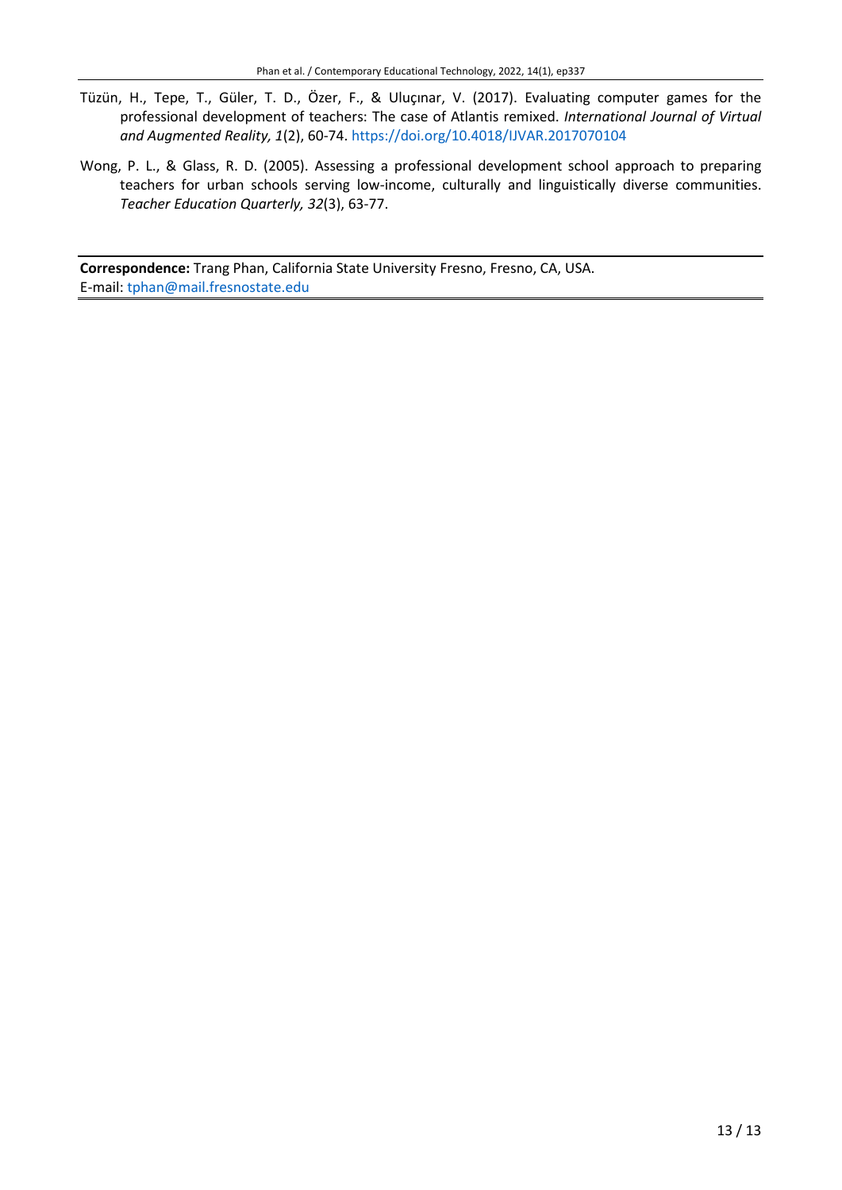Tüzün, H., Tepe, T., Güler, T. D., Özer, F., & Uluçınar, V. (2017). Evaluating computer games for the professional development of teachers: The case of Atlantis remixed. *International Journal of Virtual and Augmented Reality, 1*(2), 60-74. https://doi.org/10.4018/IJVAR.2017070104

Wong, P. L., & Glass, R. D. (2005). Assessing a professional development school approach to preparing teachers for urban schools serving low-income, culturally and linguistically diverse communities. *Teacher Education Quarterly, 32*(3), 63-77.

**Correspondence:** Trang Phan, California State University Fresno, Fresno, CA, USA.
E-mail: tphan@mail.fresnostate.edu